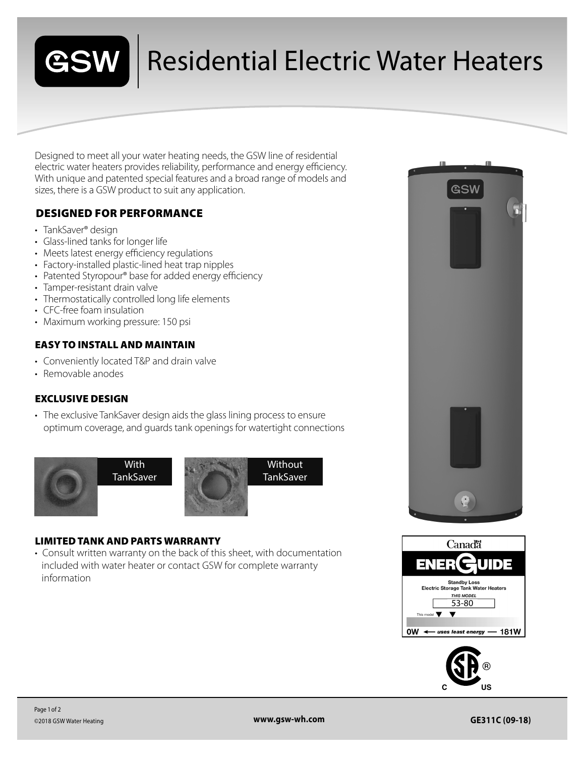# GSW | Residential Electric Water Heaters

Designed to meet all your water heating needs, the GSW line of residential electric water heaters provides reliability, performance and energy efficiency. With unique and patented special features and a broad range of models and sizes, there is a GSW product to suit any application.

## DESIGNED FOR PERFORMANCE

- TankSaver® design
- Glass-lined tanks for longer life
- Meets latest energy efficiency regulations
- Factory-installed plastic-lined heat trap nipples
- Patented Styropour® base for added energy efficiency
- Tamper-resistant drain valve
- Thermostatically controlled long life elements
- CFC-free foam insulation
- Maximum working pressure: 150 psi

## EASY TO INSTALL AND MAINTAIN

- Conveniently located T&P and drain valve
- Removable anodes

## EXCLUSIVE DESIGN

- The exclusive TankSaver design aids the glass lining process to ensure optimum coverage, and guards tank openings for watertight connections

With TankSaver

Without TankSaver

## LIMITED TANK AND PARTS WARRANTY

- Consult written warranty on the back of this sheet, with documentation included with water heater or contact GSW for complete warranty information

Canada ENERGUIDE

Standby Loss
Electric Storage Tank Water Heaters

*THIS MODEL*
53-80

This model

0W ← *uses least energy* — 181W

©2018 GSW Water Heating

www.gsw-wh.com

GE311C (09-18)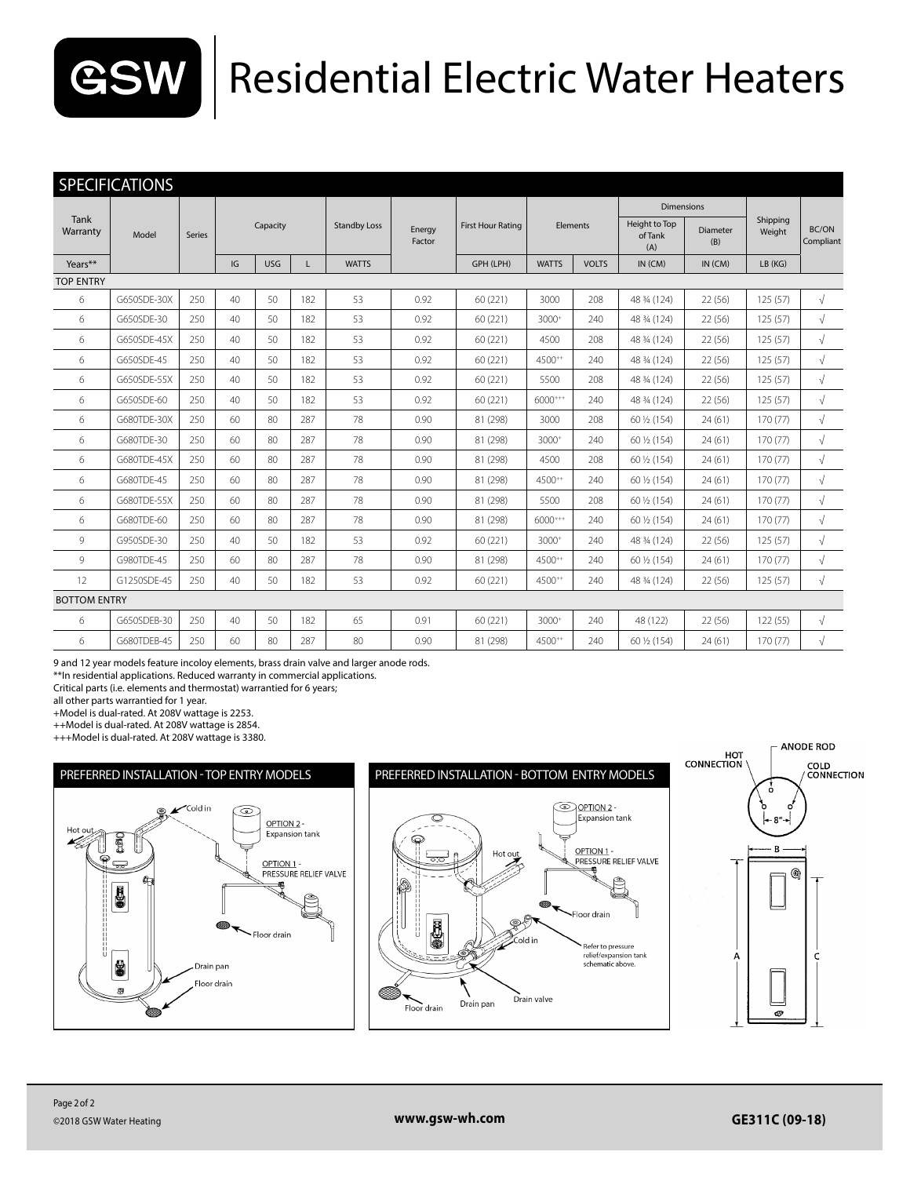# Residential Electric Water Heaters

## SPECIFICATIONS

| Tank Warranty | Model | Series | Capacity | | | Standby Loss | Energy Factor | First Hour Rating | Elements | | Dimensions | | Shipping Weight | BC/ON Compliant |
|---|---|---|---|---|---|---|---|---|---|---|---|---|---|---|
| | | | | | | | | | | | Height to Top of Tank (A) | Diameter (B) | | |
| Years** | | | IG | USG | L | WATTS | | GPH (LPH) | WATTS | VOLTS | IN (CM) | IN (CM) | LB (KG) | |
| TOP ENTRY | | | | | | | | | | | | | | |
| 6 | G650SDE-30X | 250 | 40 | 50 | 182 | 53 | 0.92 | 60 (221) | 3000 | 208 | 48 ¾ (124) | 22 (56) | 125 (57) | √ |
| 6 | G650SDE-30 | 250 | 40 | 50 | 182 | 53 | 0.92 | 60 (221) | 3000+ | 240 | 48 ¾ (124) | 22 (56) | 125 (57) | √ |
| 6 | G650SDE-45X | 250 | 40 | 50 | 182 | 53 | 0.92 | 60 (221) | 4500 | 208 | 48 ¾ (124) | 22 (56) | 125 (57) | √ |
| 6 | G650SDE-45 | 250 | 40 | 50 | 182 | 53 | 0.92 | 60 (221) | 4500++ | 240 | 48 ¾ (124) | 22 (56) | 125 (57) | √ |
| 6 | G650SDE-55X | 250 | 40 | 50 | 182 | 53 | 0.92 | 60 (221) | 5500 | 208 | 48 ¾ (124) | 22 (56) | 125 (57) | √ |
| 6 | G650SDE-60 | 250 | 40 | 50 | 182 | 53 | 0.92 | 60 (221) | 6000+++ | 240 | 48 ¾ (124) | 22 (56) | 125 (57) | √ |
| 6 | G680TDE-30X | 250 | 60 | 80 | 287 | 78 | 0.90 | 81 (298) | 3000 | 208 | 60 ½ (154) | 24 (61) | 170 (77) | √ |
| 6 | G680TDE-30 | 250 | 60 | 80 | 287 | 78 | 0.90 | 81 (298) | 3000+ | 240 | 60 ½ (154) | 24 (61) | 170 (77) | √ |
| 6 | G680TDE-45X | 250 | 60 | 80 | 287 | 78 | 0.90 | 81 (298) | 4500 | 208 | 60 ½ (154) | 24 (61) | 170 (77) | √ |
| 6 | G680TDE-45 | 250 | 60 | 80 | 287 | 78 | 0.90 | 81 (298) | 4500++ | 240 | 60 ½ (154) | 24 (61) | 170 (77) | √ |
| 6 | G680TDE-55X | 250 | 60 | 80 | 287 | 78 | 0.90 | 81 (298) | 5500 | 208 | 60 ½ (154) | 24 (61) | 170 (77) | √ |
| 6 | G680TDE-60 | 250 | 60 | 80 | 287 | 78 | 0.90 | 81 (298) | 6000+++ | 240 | 60 ½ (154) | 24 (61) | 170 (77) | √ |
| 9 | G950SDE-30 | 250 | 40 | 50 | 182 | 53 | 0.92 | 60 (221) | 3000+ | 240 | 48 ¾ (124) | 22 (56) | 125 (57) | √ |
| 9 | G980TDE-45 | 250 | 60 | 80 | 287 | 78 | 0.90 | 81 (298) | 4500++ | 240 | 60 ½ (154) | 24 (61) | 170 (77) | √ |
| 12 | G1250SDE-45 | 250 | 40 | 50 | 182 | 53 | 0.92 | 60 (221) | 4500++ | 240 | 48 ¾ (124) | 22 (56) | 125 (57) | √ |
| BOTTOM ENTRY | | | | | | | | | | | | | | |
| 6 | G650SDEB-30 | 250 | 40 | 50 | 182 | 65 | 0.91 | 60 (221) | 3000+ | 240 | 48 (122) | 22 (56) | 122 (55) | √ |
| 6 | G680TDEB-45 | 250 | 60 | 80 | 287 | 80 | 0.90 | 81 (298) | 4500++ | 240 | 60 ½ (154) | 24 (61) | 170 (77) | √ |

9 and 12 year models feature incoloy elements, brass drain valve and larger anode rods.

**In residential applications. Reduced warranty in commercial applications.

Critical parts (i.e. elements and thermostat) warrantied for 6 years;

all other parts warrantied for 1 year.

+Model is dual-rated. At 208V wattage is 2253.

++Model is dual-rated. At 208V wattage is 2854.

+++Model is dual-rated. At 208V wattage is 3380.

## PREFERRED INSTALLATION - TOP ENTRY MODELS

Cold in
Hot out
OPTION 2 - Expansion tank
OPTION 1 - PRESSURE RELIEF VALVE
Floor drain
Drain pan
Floor drain

## PREFERRED INSTALLATION - BOTTOM ENTRY MODELS

OPTION 2 - Expansion tank
Hot out
OPTION 1 - PRESSURE RELIEF VALVE
Floor drain
Cold in
Refer to pressure relief/expansion tank schematic above.
Floor drain
Drain pan
Drain valve

HOT CONNECTION
ANODE ROD
COLD CONNECTION
8"
B
A
C

www.gsw-wh.com

GE311C (09-18)

©2018 GSW Water Heating